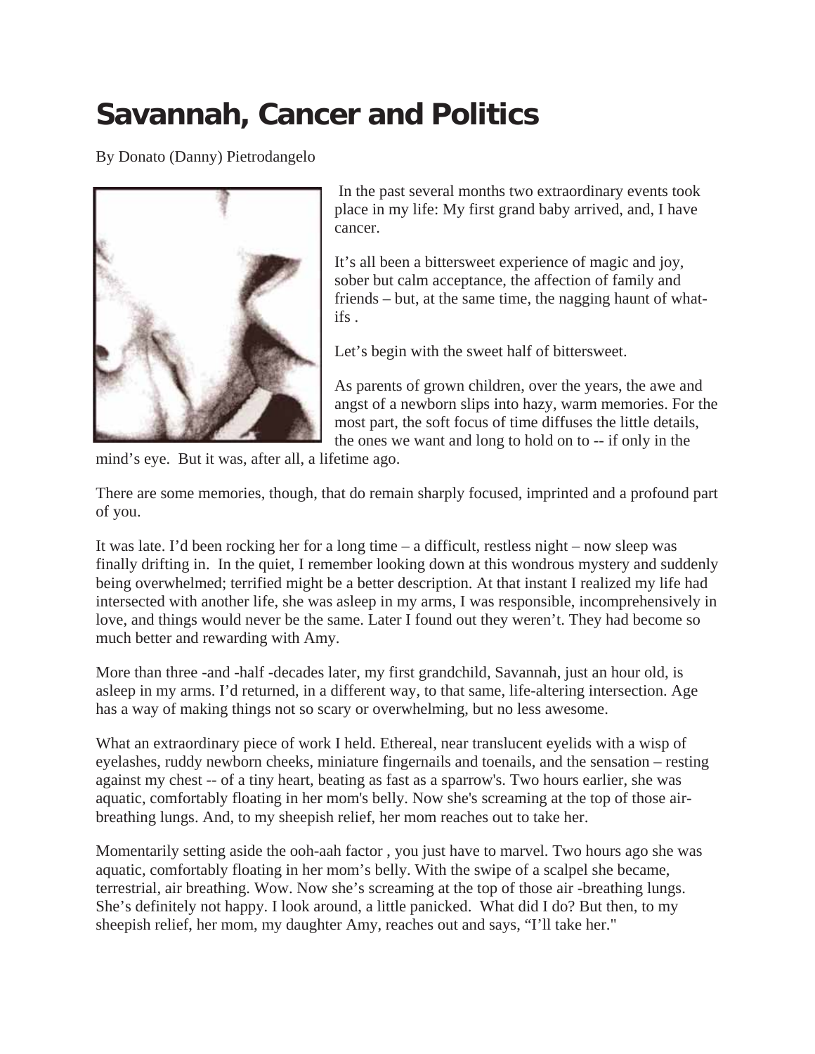# Savannah, Cancer and Politics

By Donato (Danny) Pietrodangelo

In the past several months two extraordinary events took place in my life: My first grand baby arrived, and, I have cancer.

It's all been a bittersweet experience of magic and joy, sober but calm acceptance, the affection of family and friends – but, at the same time, the nagging haunt of what-ifs .

Let's begin with the sweet half of bittersweet.

As parents of grown children, over the years, the awe and angst of a newborn slips into hazy, warm memories. For the most part, the soft focus of time diffuses the little details, the ones we want and long to hold on to -- if only in the mind's eye. But it was, after all, a lifetime ago.

There are some memories, though, that do remain sharply focused, imprinted and a profound part of you.

It was late. I'd been rocking her for a long time – a difficult, restless night – now sleep was finally drifting in. In the quiet, I remember looking down at this wondrous mystery and suddenly being overwhelmed; terrified might be a better description. At that instant I realized my life had intersected with another life, she was asleep in my arms, I was responsible, incomprehensively in love, and things would never be the same. Later I found out they weren't. They had become so much better and rewarding with Amy.

More than three -and -half -decades later, my first grandchild, Savannah, just an hour old, is asleep in my arms. I'd returned, in a different way, to that same, life-altering intersection. Age has a way of making things not so scary or overwhelming, but no less awesome.

What an extraordinary piece of work I held. Ethereal, near translucent eyelids with a wisp of eyelashes, ruddy newborn cheeks, miniature fingernails and toenails, and the sensation – resting against my chest -- of a tiny heart, beating as fast as a sparrow's. Two hours earlier, she was aquatic, comfortably floating in her mom's belly. Now she's screaming at the top of those air-breathing lungs. And, to my sheepish relief, her mom reaches out to take her.

Momentarily setting aside the ooh-aah factor , you just have to marvel. Two hours ago she was aquatic, comfortably floating in her mom's belly. With the swipe of a scalpel she became, terrestrial, air breathing. Wow. Now she's screaming at the top of those air -breathing lungs. She's definitely not happy. I look around, a little panicked. What did I do? But then, to my sheepish relief, her mom, my daughter Amy, reaches out and says, "I'll take her."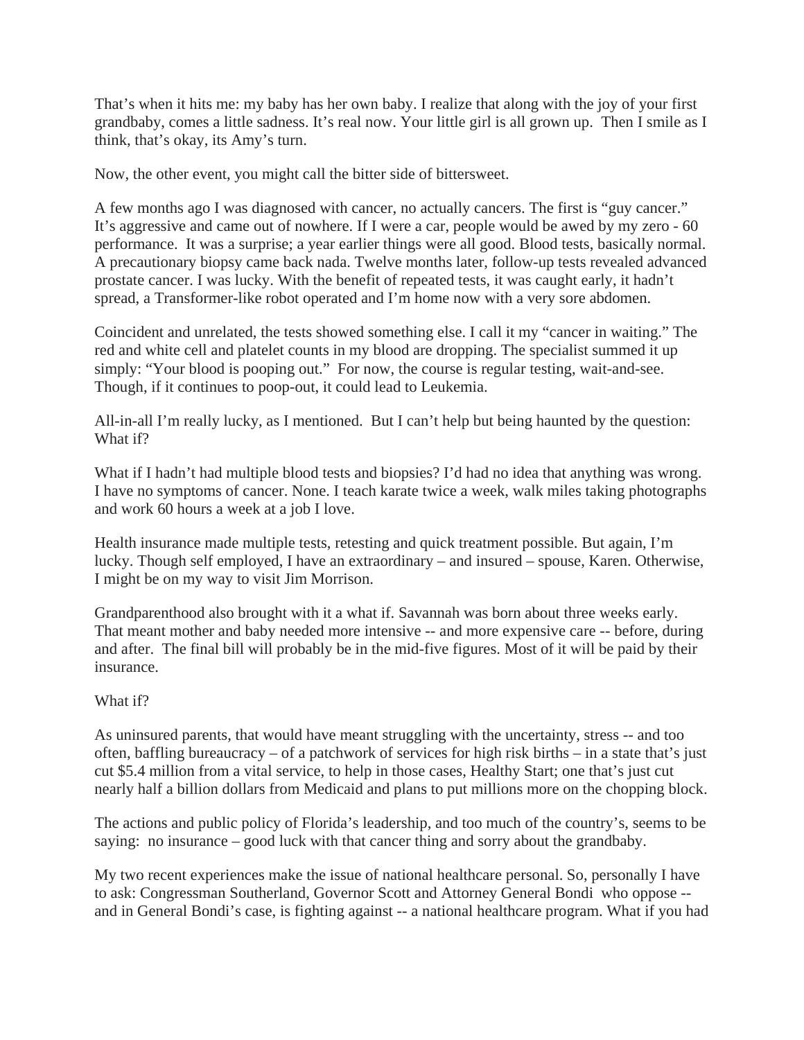That's when it hits me: my baby has her own baby. I realize that along with the joy of your first grandbaby, comes a little sadness. It's real now. Your little girl is all grown up. Then I smile as I think, that's okay, its Amy's turn.

Now, the other event, you might call the bitter side of bittersweet.

A few months ago I was diagnosed with cancer, no actually cancers. The first is "guy cancer." It's aggressive and came out of nowhere. If I were a car, people would be awed by my zero - 60 performance. It was a surprise; a year earlier things were all good. Blood tests, basically normal. A precautionary biopsy came back nada. Twelve months later, follow-up tests revealed advanced prostate cancer. I was lucky. With the benefit of repeated tests, it was caught early, it hadn't spread, a Transformer-like robot operated and I'm home now with a very sore abdomen.

Coincident and unrelated, the tests showed something else. I call it my "cancer in waiting." The red and white cell and platelet counts in my blood are dropping. The specialist summed it up simply: "Your blood is pooping out." For now, the course is regular testing, wait-and-see. Though, if it continues to poop-out, it could lead to Leukemia.

All-in-all I'm really lucky, as I mentioned. But I can't help but being haunted by the question: What if?

What if I hadn't had multiple blood tests and biopsies? I'd had no idea that anything was wrong. I have no symptoms of cancer. None. I teach karate twice a week, walk miles taking photographs and work 60 hours a week at a job I love.

Health insurance made multiple tests, retesting and quick treatment possible. But again, I'm lucky. Though self employed, I have an extraordinary – and insured – spouse, Karen. Otherwise, I might be on my way to visit Jim Morrison.

Grandparenthood also brought with it a what if. Savannah was born about three weeks early. That meant mother and baby needed more intensive -- and more expensive care -- before, during and after. The final bill will probably be in the mid-five figures. Most of it will be paid by their insurance.

What if?

As uninsured parents, that would have meant struggling with the uncertainty, stress -- and too often, baffling bureaucracy – of a patchwork of services for high risk births – in a state that's just cut $5.4 million from a vital service, to help in those cases, Healthy Start; one that's just cut nearly half a billion dollars from Medicaid and plans to put millions more on the chopping block.

The actions and public policy of Florida's leadership, and too much of the country's, seems to be saying: no insurance – good luck with that cancer thing and sorry about the grandbaby.

My two recent experiences make the issue of national healthcare personal. So, personally I have to ask: Congressman Southerland, Governor Scott and Attorney General Bondi who oppose -- and in General Bondi's case, is fighting against -- a national healthcare program. What if you had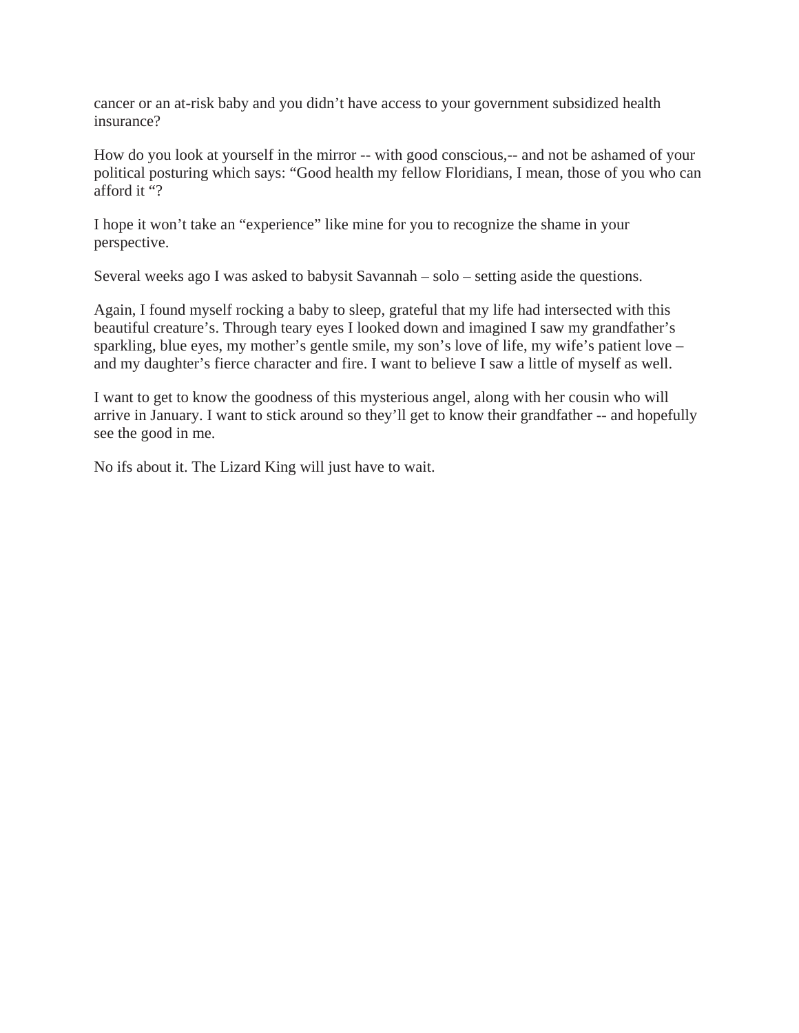cancer or an at-risk baby and you didn't have access to your government subsidized health insurance?

How do you look at yourself in the mirror -- with good conscious,-- and not be ashamed of your political posturing which says: "Good health my fellow Floridians, I mean, those of you who can afford it "?

I hope it won't take an "experience" like mine for you to recognize the shame in your perspective.

Several weeks ago I was asked to babysit Savannah – solo – setting aside the questions.

Again, I found myself rocking a baby to sleep, grateful that my life had intersected with this beautiful creature's. Through teary eyes I looked down and imagined I saw my grandfather's sparkling, blue eyes, my mother's gentle smile, my son's love of life, my wife's patient love – and my daughter's fierce character and fire. I want to believe I saw a little of myself as well.

I want to get to know the goodness of this mysterious angel, along with her cousin who will arrive in January. I want to stick around so they'll get to know their grandfather -- and hopefully see the good in me.

No ifs about it. The Lizard King will just have to wait.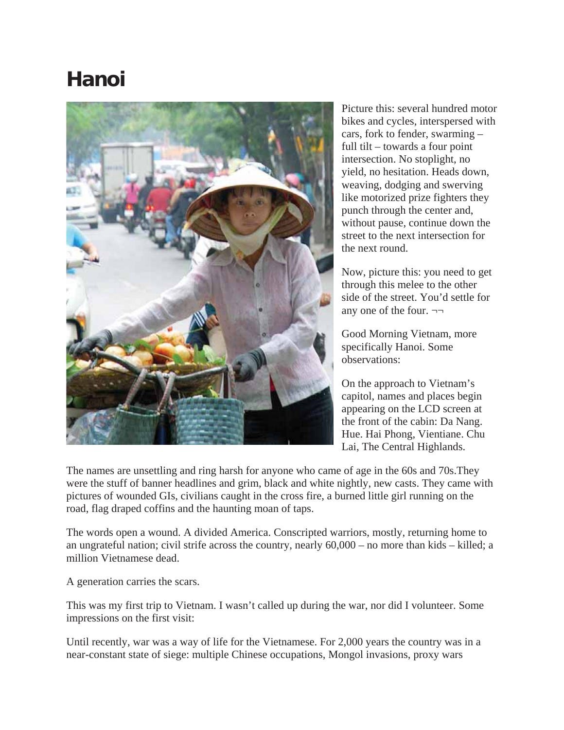# Hanoi

Picture this: several hundred motor bikes and cycles, interspersed with cars, fork to fender, swarming – full tilt – towards a four point intersection. No stoplight, no yield, no hesitation. Heads down, weaving, dodging and swerving like motorized prize fighters they punch through the center and, without pause, continue down the street to the next intersection for the next round.

Now, picture this: you need to get through this melee to the other side of the street. You'd settle for any one of the four. ¬¬

Good Morning Vietnam, more specifically Hanoi. Some observations:

On the approach to Vietnam's capitol, names and places begin appearing on the LCD screen at the front of the cabin: Da Nang. Hue. Hai Phong, Vientiane. Chu Lai, The Central Highlands.

The names are unsettling and ring harsh for anyone who came of age in the 60s and 70s.They were the stuff of banner headlines and grim, black and white nightly, new casts. They came with pictures of wounded GIs, civilians caught in the cross fire, a burned little girl running on the road, flag draped coffins and the haunting moan of taps.

The words open a wound. A divided America. Conscripted warriors, mostly, returning home to an ungrateful nation; civil strife across the country, nearly 60,000 – no more than kids – killed; a million Vietnamese dead.

A generation carries the scars.

This was my first trip to Vietnam. I wasn't called up during the war, nor did I volunteer. Some impressions on the first visit:

Until recently, war was a way of life for the Vietnamese. For 2,000 years the country was in a near-constant state of siege: multiple Chinese occupations, Mongol invasions, proxy wars